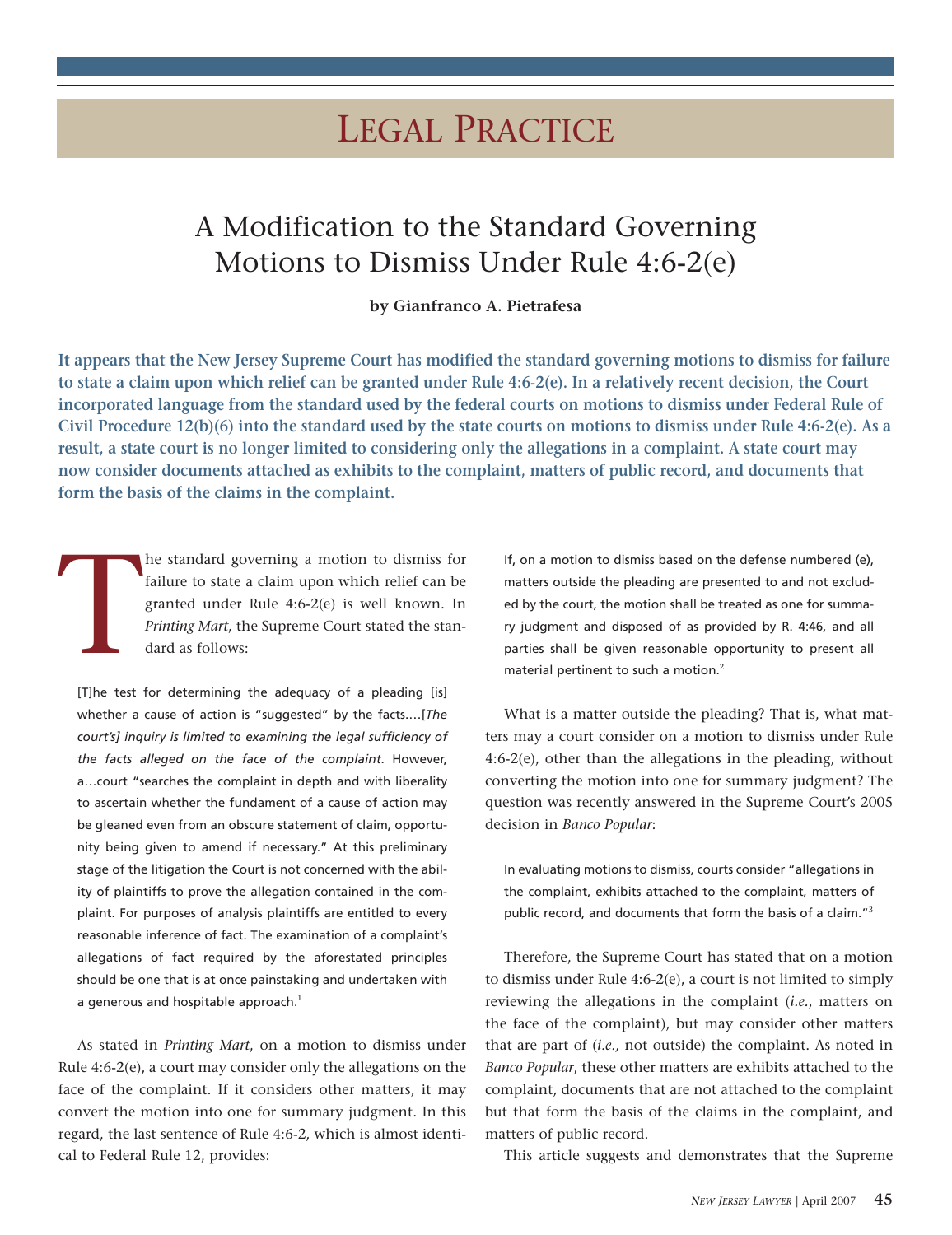# Legal Practice

## A Modification to the Standard Governing Motions to Dismiss Under Rule 4:6-2(e)

**by Gianfranco A. Pietrafesa**

**It appears that the New Jersey Supreme Court has modified the standard governing motions to dismiss for failure to state a claim upon which relief can be granted under Rule 4:6-2(e). In a relatively recent decision, the Court incorporated language from the standard used by the federal courts on motions to dismiss under Federal Rule of Civil Procedure 12(b)(6) into the standard used by the state courts on motions to dismiss under Rule 4:6-2(e). As a result, a state court is no longer limited to considering only the allegations in a complaint. A state court may now consider documents attached as exhibits to the complaint, matters of public record, and documents that form the basis of the claims in the complaint.**

The standard governing a motion to dismiss for failure to state a claim upon which relief can be granted under Rule 4:6-2(e) is well known. In *Printing Mart*, the Supreme Court stated the standard as follows:

> [T]he test for determining the adequacy of a pleading [is] whether a cause of action is "suggested" by the facts....[*The court's] inquiry is limited to examining the legal sufficiency of the facts alleged on the face of the complaint*. However, a...court "searches the complaint in depth and with liberality to ascertain whether the fundament of a cause of action may be gleaned even from an obscure statement of claim, opportunity being given to amend if necessary." At this preliminary stage of the litigation the Court is not concerned with the ability of plaintiffs to prove the allegation contained in the complaint. For purposes of analysis plaintiffs are entitled to every reasonable inference of fact. The examination of a complaint's allegations of fact required by the aforestated principles should be one that is at once painstaking and undertaken with a generous and hospitable approach.[1]

As stated in *Printing Mart*, on a motion to dismiss under Rule 4:6-2(e), a court may consider only the allegations on the face of the complaint. If it considers other matters, it may convert the motion into one for summary judgment. In this regard, the last sentence of Rule 4:6-2, which is almost identical to Federal Rule 12, provides:

> If, on a motion to dismiss based on the defense numbered (e), matters outside the pleading are presented to and not excluded by the court, the motion shall be treated as one for summary judgment and disposed of as provided by R. 4:46, and all parties shall be given reasonable opportunity to present all material pertinent to such a motion.[2]

What is a matter outside the pleading? That is, what matters may a court consider on a motion to dismiss under Rule 4:6-2(e), other than the allegations in the pleading, without converting the motion into one for summary judgment? The question was recently answered in the Supreme Court's 2005 decision in *Banco Popular*:

> In evaluating motions to dismiss, courts consider "allegations in the complaint, exhibits attached to the complaint, matters of public record, and documents that form the basis of a claim."[3]

Therefore, the Supreme Court has stated that on a motion to dismiss under Rule 4:6-2(e), a court is not limited to simply reviewing the allegations in the complaint (*i.e.*, matters on the face of the complaint), but may consider other matters that are part of (*i.e.,* not outside) the complaint. As noted in *Banco Popular*, these other matters are exhibits attached to the complaint, documents that are not attached to the complaint but that form the basis of the claims in the complaint, and matters of public record.

This article suggests and demonstrates that the Supreme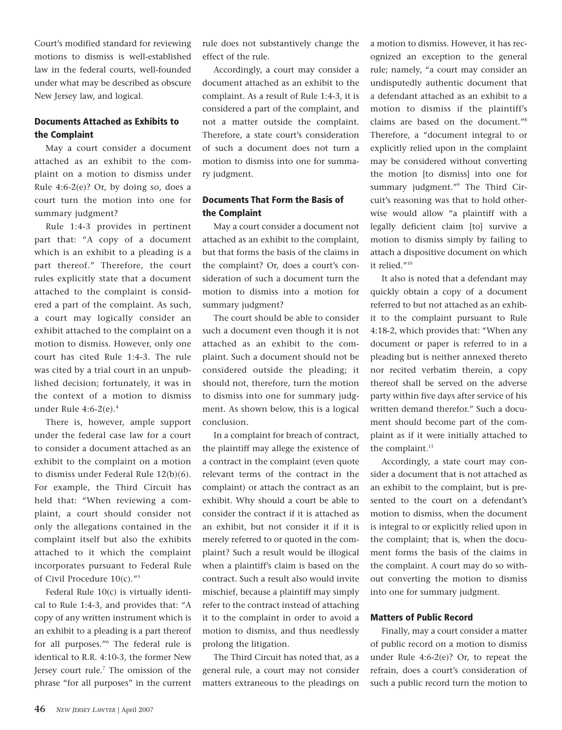Court's modified standard for reviewing motions to dismiss is well-established law in the federal courts, well-founded under what may be described as obscure New Jersey law, and logical.

### Documents Attached as Exhibits to the Complaint

May a court consider a document attached as an exhibit to the complaint on a motion to dismiss under Rule 4:6-2(e)? Or, by doing so, does a court turn the motion into one for summary judgment?

Rule 1:4-3 provides in pertinent part that: "A copy of a document which is an exhibit to a pleading is a part thereof." Therefore, the court rules explicitly state that a document attached to the complaint is considered a part of the complaint. As such, a court may logically consider an exhibit attached to the complaint on a motion to dismiss. However, only one court has cited Rule 1:4-3. The rule was cited by a trial court in an unpublished decision; fortunately, it was in the context of a motion to dismiss under Rule 4:6-2(e).[4]

There is, however, ample support under the federal case law for a court to consider a document attached as an exhibit to the complaint on a motion to dismiss under Federal Rule 12(b)(6). For example, the Third Circuit has held that: "When reviewing a complaint, a court should consider not only the allegations contained in the complaint itself but also the exhibits attached to it which the complaint incorporates pursuant to Federal Rule of Civil Procedure 10(c)."[5]

Federal Rule 10(c) is virtually identical to Rule 1:4-3, and provides that: "A copy of any written instrument which is an exhibit to a pleading is a part thereof for all purposes."[6] The federal rule is identical to R.R. 4:10-3, the former New Jersey court rule.[7] The omission of the phrase "for all purposes" in the current rule does not substantively change the effect of the rule.

Accordingly, a court may consider a document attached as an exhibit to the complaint. As a result of Rule 1:4-3, it is considered a part of the complaint, and not a matter outside the complaint. Therefore, a state court's consideration of such a document does not turn a motion to dismiss into one for summary judgment.

### Documents That Form the Basis of the Complaint

May a court consider a document not attached as an exhibit to the complaint, but that forms the basis of the claims in the complaint? Or, does a court's consideration of such a document turn the motion to dismiss into a motion for summary judgment?

The court should be able to consider such a document even though it is not attached as an exhibit to the complaint. Such a document should not be considered outside the pleading; it should not, therefore, turn the motion to dismiss into one for summary judgment. As shown below, this is a logical conclusion.

In a complaint for breach of contract, the plaintiff may allege the existence of a contract in the complaint (even quote relevant terms of the contract in the complaint) or attach the contract as an exhibit. Why should a court be able to consider the contract if it is attached as an exhibit, but not consider it if it is merely referred to or quoted in the complaint? Such a result would be illogical when a plaintiff's claim is based on the contract. Such a result also would invite mischief, because a plaintiff may simply refer to the contract instead of attaching it to the complaint in order to avoid a motion to dismiss, and thus needlessly prolong the litigation.

The Third Circuit has noted that, as a general rule, a court may not consider matters extraneous to the pleadings on a motion to dismiss. However, it has recognized an exception to the general rule; namely, "a court may consider an undisputedly authentic document that a defendant attached as an exhibit to a motion to dismiss if the plaintiff's claims are based on the document."[8] Therefore, a "document integral to or explicitly relied upon in the complaint may be considered without converting the motion [to dismiss] into one for summary judgment."[9] The Third Circuit's reasoning was that to hold otherwise would allow "a plaintiff with a legally deficient claim [to] survive a motion to dismiss simply by failing to attach a dispositive document on which it relied."[10]

It also is noted that a defendant may quickly obtain a copy of a document referred to but not attached as an exhibit to the complaint pursuant to Rule 4:18-2, which provides that: "When any document or paper is referred to in a pleading but is neither annexed thereto nor recited verbatim therein, a copy thereof shall be served on the adverse party within five days after service of his written demand therefor." Such a document should become part of the complaint as if it were initially attached to the complaint.[11]

Accordingly, a state court may consider a document that is not attached as an exhibit to the complaint, but is presented to the court on a defendant's motion to dismiss, when the document is integral to or explicitly relied upon in the complaint; that is, when the document forms the basis of the claims in the complaint. A court may do so without converting the motion to dismiss into one for summary judgment.

### Matters of Public Record

Finally, may a court consider a matter of public record on a motion to dismiss under Rule 4:6-2(e)? Or, to repeat the refrain, does a court's consideration of such a public record turn the motion to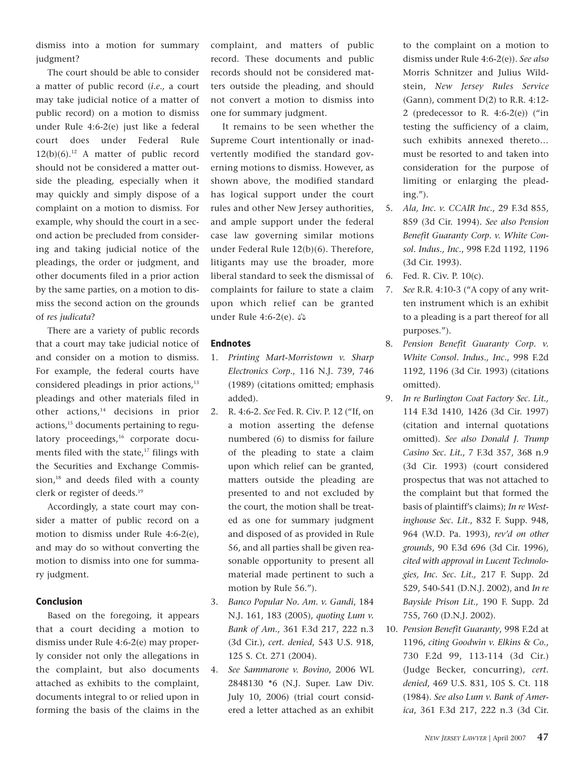dismiss into a motion for summary judgment?

The court should be able to consider a matter of public record (*i.e.,* a court may take judicial notice of a matter of public record) on a motion to dismiss under Rule 4:6-2(e) just like a federal court does under Federal Rule 12(b)(6).[12] A matter of public record should not be considered a matter outside the pleading, especially when it may quickly and simply dispose of a complaint on a motion to dismiss. For example, why should the court in a second action be precluded from considering and taking judicial notice of the pleadings, the order or judgment, and other documents filed in a prior action by the same parties, on a motion to dismiss the second action on the grounds of *res judicata*?

There are a variety of public records that a court may take judicial notice of and consider on a motion to dismiss. For example, the federal courts have considered pleadings in prior actions,[13] pleadings and other materials filed in other actions,[14] decisions in prior actions,[15] documents pertaining to regulatory proceedings,[16] corporate documents filed with the state,[17] filings with the Securities and Exchange Commission,[18] and deeds filed with a county clerk or register of deeds.[19]

Accordingly, a state court may consider a matter of public record on a motion to dismiss under Rule 4:6-2(e), and may do so without converting the motion to dismiss into one for summary judgment.

## Conclusion

Based on the foregoing, it appears that a court deciding a motion to dismiss under Rule 4:6-2(e) may properly consider not only the allegations in the complaint, but also documents attached as exhibits to the complaint, documents integral to or relied upon in forming the basis of the claims in the complaint, and matters of public record. These documents and public records should not be considered matters outside the pleading, and should not convert a motion to dismiss into one for summary judgment.

It remains to be seen whether the Supreme Court intentionally or inadvertently modified the standard governing motions to dismiss. However, as shown above, the modified standard has logical support under the court rules and other New Jersey authorities, and ample support under the federal case law governing similar motions under Federal Rule 12(b)(6). Therefore, litigants may use the broader, more liberal standard to seek the dismissal of complaints for failure to state a claim upon which relief can be granted under Rule 4:6-2(e). ⚖

## Endnotes

1. *Printing Mart-Morristown v. Sharp Electronics Corp.*, 116 N.J. 739, 746 (1989) (citations omitted; emphasis added).
2. R. 4:6-2. *See* Fed. R. Civ. P. 12 ("If, on a motion asserting the defense numbered (6) to dismiss for failure of the pleading to state a claim upon which relief can be granted, matters outside the pleading are presented to and not excluded by the court, the motion shall be treated as one for summary judgment and disposed of as provided in Rule 56, and all parties shall be given reasonable opportunity to present all material made pertinent to such a motion by Rule 56.").
3. *Banco Popular No. Am. v. Gandi*, 184 N.J. 161, 183 (2005), *quoting Lum v. Bank of Am.*, 361 F.3d 217, 222 n.3 (3d Cir.), *cert. denied*, 543 U.S. 918, 125 S. Ct. 271 (2004).
4. *See Sammarone v. Bovino*, 2006 WL 2848130 *6 (N.J. Super. Law Div. July 10, 2006) (trial court considered a letter attached as an exhibit to the complaint on a motion to dismiss under Rule 4:6-2(e)). *See also* Morris Schnitzer and Julius Wildstein, *New Jersey Rules Service* (Gann), comment D(2) to R.R. 4:12-2 (predecessor to R. 4:6-2(e)) ("in testing the sufficiency of a claim, such exhibits annexed thereto… must be resorted to and taken into consideration for the purpose of limiting or enlarging the pleading.").
5. *Ala, Inc. v. CCAIR Inc.*, 29 F.3d 855, 859 (3d Cir. 1994). *See also Pension Benefit Guaranty Corp. v. White Consol. Indus., Inc.*, 998 F.2d 1192, 1196 (3d Cir. 1993).
6. Fed. R. Civ. P. 10(c).
7. *See* R.R. 4:10-3 ("A copy of any written instrument which is an exhibit to a pleading is a part thereof for all purposes.").
8. *Pension Benefit Guaranty Corp. v. White Consol. Indus., Inc.*, 998 F.2d 1192, 1196 (3d Cir. 1993) (citations omitted).
9. *In re Burlington Coat Factory Sec. Lit.,* 114 F.3d 1410, 1426 (3d Cir. 1997) (citation and internal quotations omitted). *See also Donald J. Trump Casino Sec. Lit.*, 7 F.3d 357, 368 n.9 (3d Cir. 1993) (court considered prospectus that was not attached to the complaint but that formed the basis of plaintiff's claims); *In re Westinghouse Sec. Lit.*, 832 F. Supp. 948, 964 (W.D. Pa. 1993), *rev'd on other grounds*, 90 F.3d 696 (3d Cir. 1996), *cited with approval in Lucent Technologies, Inc. Sec. Lit.,* 217 F. Supp. 2d 529, 540-541 (D.N.J. 2002), and *In re Bayside Prison Lit.*, 190 F. Supp. 2d 755, 760 (D.N.J. 2002).
10. *Pension Benefit Guaranty*, 998 F.2d at 1196, *citing Goodwin v. Elkins & Co.*, 730 F.2d 99, 113-114 (3d Cir.) (Judge Becker, concurring), *cert. denied*, 469 U.S. 831, 105 S. Ct. 118 (1984). *See also Lum v. Bank of America*, 361 F.3d 217, 222 n.3 (3d Cir.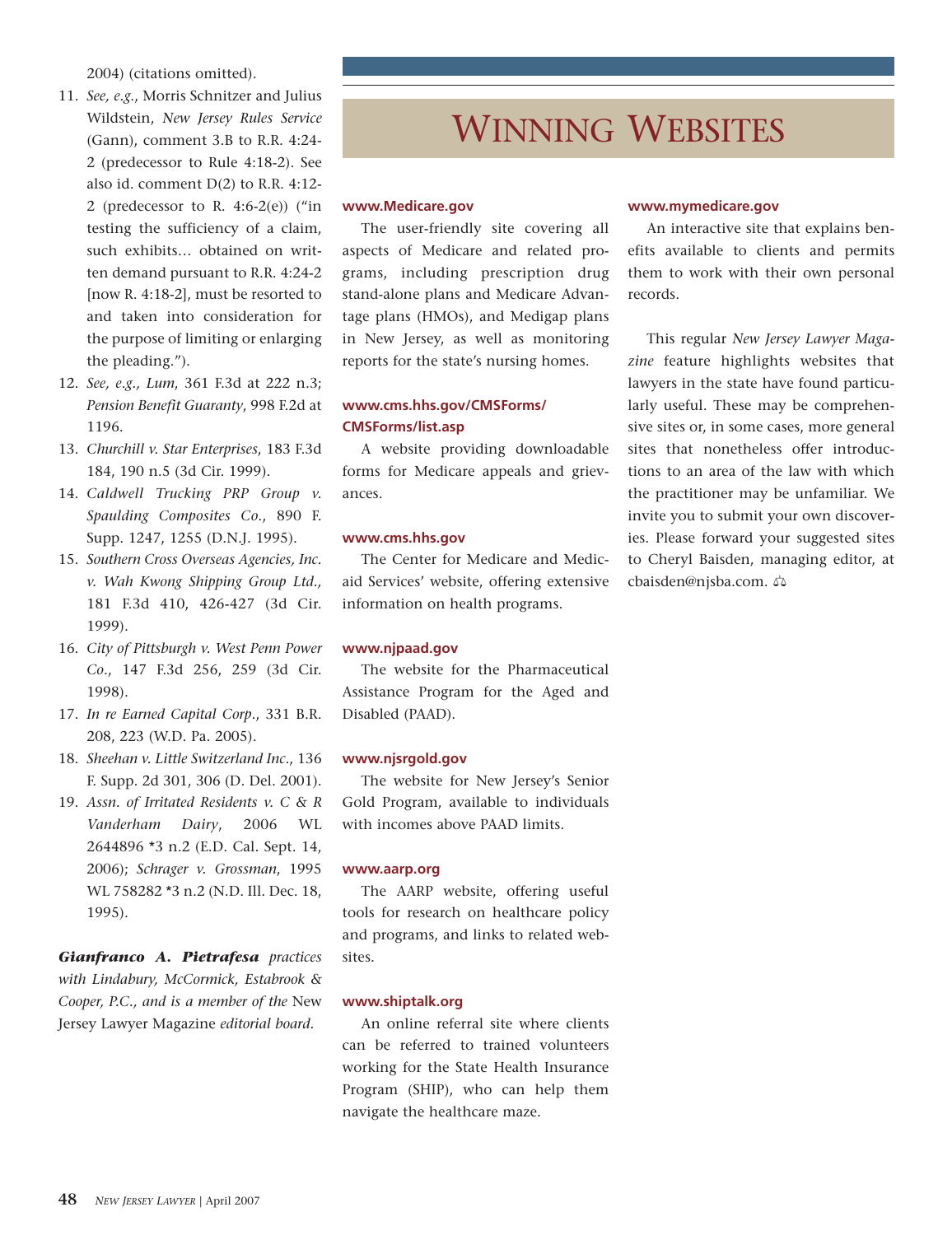2004) (citations omitted).

11. *See, e.g.*, Morris Schnitzer and Julius Wildstein, *New Jersey Rules Service* (Gann), comment 3.B to R.R. 4:24-2 (predecessor to Rule 4:18-2). See also id. comment D(2) to R.R. 4:12-2 (predecessor to R. 4:6-2(e)) ("in testing the sufficiency of a claim, such exhibits... obtained on written demand pursuant to R.R. 4:24-2 [now R. 4:18-2], must be resorted to and taken into consideration for the purpose of limiting or enlarging the pleading.").
12. *See, e.g., Lum*, 361 F.3d at 222 n.3; *Pension Benefit Guaranty*, 998 F.2d at 1196.
13. *Churchill v. Star Enterprises*, 183 F.3d 184, 190 n.5 (3d Cir. 1999).
14. *Caldwell Trucking PRP Group v. Spaulding Composites Co.*, 890 F. Supp. 1247, 1255 (D.N.J. 1995).
15. *Southern Cross Overseas Agencies, Inc. v. Wah Kwong Shipping Group Ltd.,* 181 F.3d 410, 426-427 (3d Cir. 1999).
16. *City of Pittsburgh v. West Penn Power Co.*, 147 F.3d 256, 259 (3d Cir. 1998).
17. *In re Earned Capital Corp.*, 331 B.R. 208, 223 (W.D. Pa. 2005).
18. *Sheehan v. Little Switzerland Inc.*, 136 F. Supp. 2d 301, 306 (D. Del. 2001).
19. *Assn. of Irritated Residents v. C & R Vanderham Dairy*, 2006 WL 2644896 *3 n.2 (E.D. Cal. Sept. 14, 2006); *Schrager v. Grossman*, 1995 WL 758282 *3 n.2 (N.D. Ill. Dec. 18, 1995).

***Gianfranco A. Pietrafesa*** *practices with Lindabury, McCormick, Estabrook & Cooper, P.C., and is a member of the* New Jersey Lawyer Magazine *editorial board.*

# WINNING WEBSITES

**www.Medicare.gov**

The user-friendly site covering all aspects of Medicare and related programs, including prescription drug stand-alone plans and Medicare Advantage plans (HMOs), and Medigap plans in New Jersey, as well as monitoring reports for the state's nursing homes.

**www.cms.hhs.gov/CMSForms/CMSForms/list.asp**

A website providing downloadable forms for Medicare appeals and grievances.

**www.cms.hhs.gov**

The Center for Medicare and Medicaid Services' website, offering extensive information on health programs.

**www.njpaad.gov**

The website for the Pharmaceutical Assistance Program for the Aged and Disabled (PAAD).

**www.njsrgold.gov**

The website for New Jersey's Senior Gold Program, available to individuals with incomes above PAAD limits.

**www.aarp.org**

The AARP website, offering useful tools for research on healthcare policy and programs, and links to related websites.

**www.shiptalk.org**

An online referral site where clients can be referred to trained volunteers working for the State Health Insurance Program (SHIP), who can help them navigate the healthcare maze.

**www.mymedicare.gov**

An interactive site that explains benefits available to clients and permits them to work with their own personal records.

This regular *New Jersey Lawyer Magazine* feature highlights websites that lawyers in the state have found particularly useful. These may be comprehensive sites or, in some cases, more general sites that nonetheless offer introductions to an area of the law with which the practitioner may be unfamiliar. We invite you to submit your own discoveries. Please forward your suggested sites to Cheryl Baisden, managing editor, at cbaisden@njsba.com.